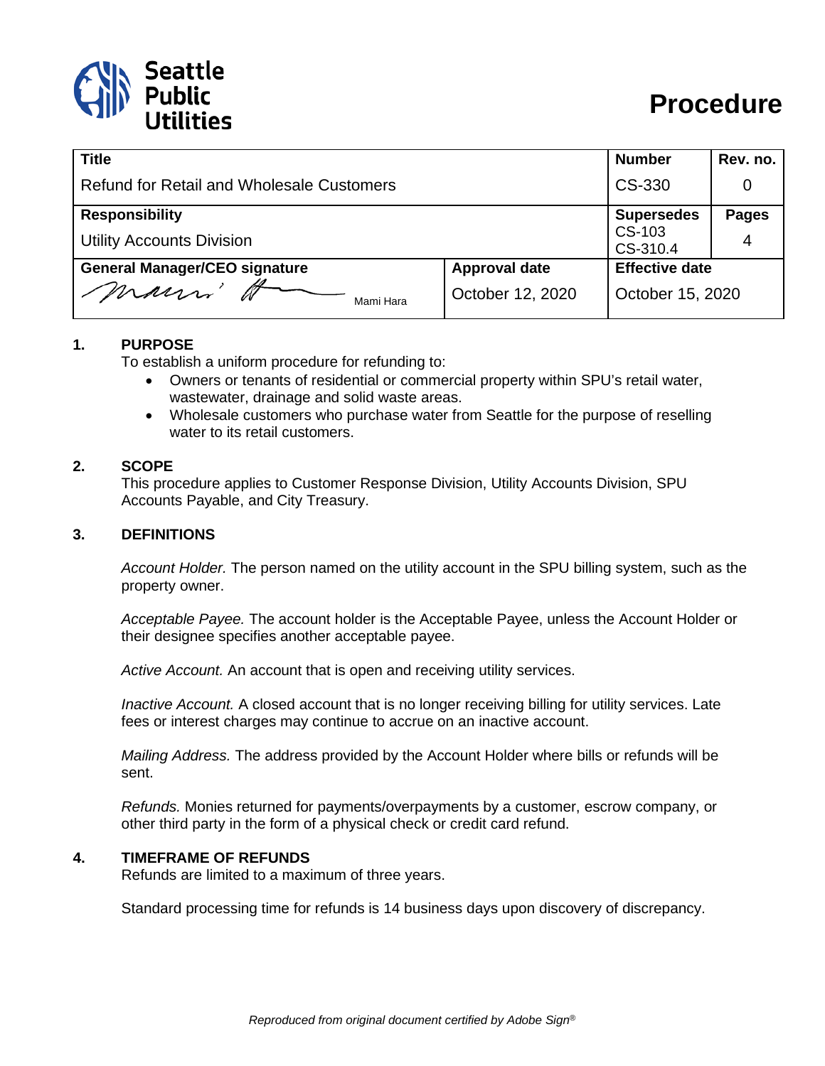Seattle Public Utilities

# Procedure

| Title | | Number | Rev. no. |
|---|---|---|---|
| Refund for Retail and Wholesale Customers | | CS-330 | 0 |
| **Responsibility** | | **Supersedes** | **Pages** |
| Utility Accounts Division | | CS-103<br>CS-310.4 | 4 |
| **General Manager/CEO signature** | **Approval date** | **Effective date** | |
| Mami Hara | October 12, 2020 | October 15, 2020 | |

## 1. PURPOSE

To establish a uniform procedure for refunding to:

- Owners or tenants of residential or commercial property within SPU's retail water, wastewater, drainage and solid waste areas.
- Wholesale customers who purchase water from Seattle for the purpose of reselling water to its retail customers.

## 2. SCOPE

This procedure applies to Customer Response Division, Utility Accounts Division, SPU Accounts Payable, and City Treasury.

## 3. DEFINITIONS

*Account Holder.* The person named on the utility account in the SPU billing system, such as the property owner.

*Acceptable Payee.* The account holder is the Acceptable Payee, unless the Account Holder or their designee specifies another acceptable payee.

*Active Account.* An account that is open and receiving utility services.

*Inactive Account.* A closed account that is no longer receiving billing for utility services. Late fees or interest charges may continue to accrue on an inactive account.

*Mailing Address.* The address provided by the Account Holder where bills or refunds will be sent.

*Refunds.* Monies returned for payments/overpayments by a customer, escrow company, or other third party in the form of a physical check or credit card refund.

## 4. TIMEFRAME OF REFUNDS

Refunds are limited to a maximum of three years.

Standard processing time for refunds is 14 business days upon discovery of discrepancy.

*Reproduced from original document certified by Adobe Sign®*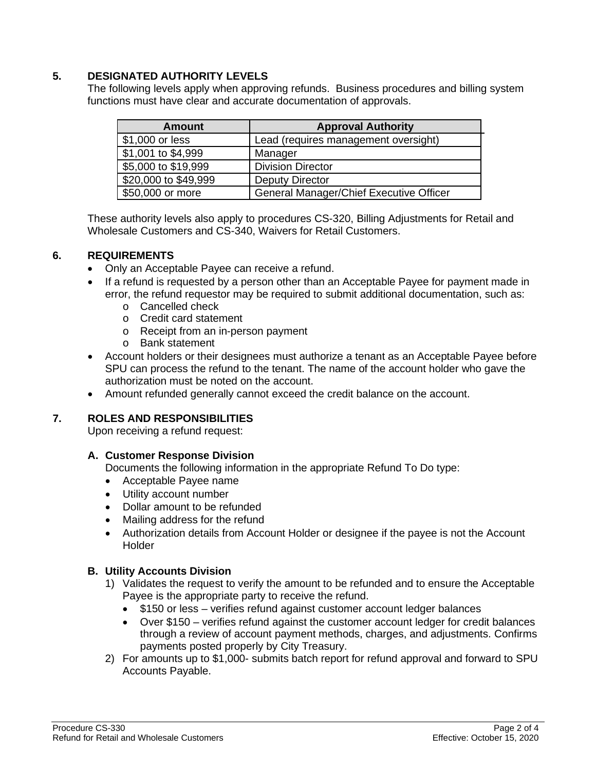## 5. DESIGNATED AUTHORITY LEVELS

The following levels apply when approving refunds. Business procedures and billing system functions must have clear and accurate documentation of approvals.

| Amount | Approval Authority |
| --- | --- |
| $1,000 or less | Lead (requires management oversight) |
| $1,001 to $4,999 | Manager |
| $5,000 to $19,999 | Division Director |
| $20,000 to $49,999 | Deputy Director |
| $50,000 or more | General Manager/Chief Executive Officer |

These authority levels also apply to procedures CS-320, Billing Adjustments for Retail and Wholesale Customers and CS-340, Waivers for Retail Customers.

## 6. REQUIREMENTS

- Only an Acceptable Payee can receive a refund.
- If a refund is requested by a person other than an Acceptable Payee for payment made in error, the refund requestor may be required to submit additional documentation, such as:
  - Cancelled check
  - Credit card statement
  - Receipt from an in-person payment
  - Bank statement
- Account holders or their designees must authorize a tenant as an Acceptable Payee before SPU can process the refund to the tenant. The name of the account holder who gave the authorization must be noted on the account.
- Amount refunded generally cannot exceed the credit balance on the account.

## 7. ROLES AND RESPONSIBILITIES

Upon receiving a refund request:

### A. Customer Response Division

Documents the following information in the appropriate Refund To Do type:

- Acceptable Payee name
- Utility account number
- Dollar amount to be refunded
- Mailing address for the refund
- Authorization details from Account Holder or designee if the payee is not the Account Holder

### B. Utility Accounts Division

1) Validates the request to verify the amount to be refunded and to ensure the Acceptable Payee is the appropriate party to receive the refund.
   - $150 or less – verifies refund against customer account ledger balances
   - Over $150 – verifies refund against the customer account ledger for credit balances through a review of account payment methods, charges, and adjustments. Confirms payments posted properly by City Treasury.
2) For amounts up to $1,000- submits batch report for refund approval and forward to SPU Accounts Payable.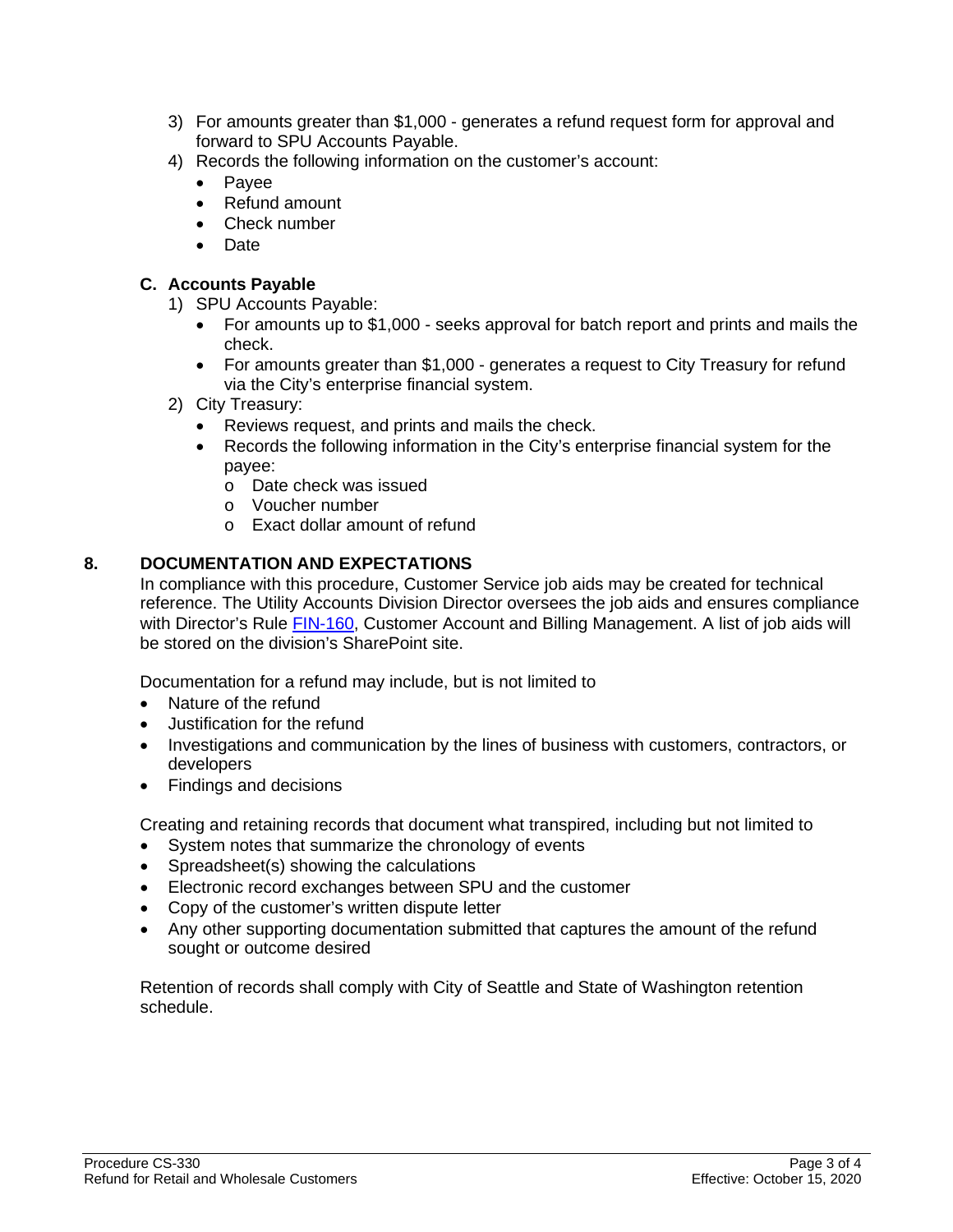3) For amounts greater than $1,000 - generates a refund request form for approval and forward to SPU Accounts Payable.
4) Records the following information on the customer's account:
   - Payee
   - Refund amount
   - Check number
   - Date

### C. Accounts Payable

1) SPU Accounts Payable:
   - For amounts up to $1,000 - seeks approval for batch report and prints and mails the check.
   - For amounts greater than $1,000 - generates a request to City Treasury for refund via the City's enterprise financial system.
2) City Treasury:
   - Reviews request, and prints and mails the check.
   - Records the following information in the City's enterprise financial system for the payee:
     - Date check was issued
     - Voucher number
     - Exact dollar amount of refund

## 8. DOCUMENTATION AND EXPECTATIONS

In compliance with this procedure, Customer Service job aids may be created for technical reference. The Utility Accounts Division Director oversees the job aids and ensures compliance with Director's Rule FIN-160, Customer Account and Billing Management. A list of job aids will be stored on the division's SharePoint site.

Documentation for a refund may include, but is not limited to

- Nature of the refund
- Justification for the refund
- Investigations and communication by the lines of business with customers, contractors, or developers
- Findings and decisions

Creating and retaining records that document what transpired, including but not limited to

- System notes that summarize the chronology of events
- Spreadsheet(s) showing the calculations
- Electronic record exchanges between SPU and the customer
- Copy of the customer's written dispute letter
- Any other supporting documentation submitted that captures the amount of the refund sought or outcome desired

Retention of records shall comply with City of Seattle and State of Washington retention schedule.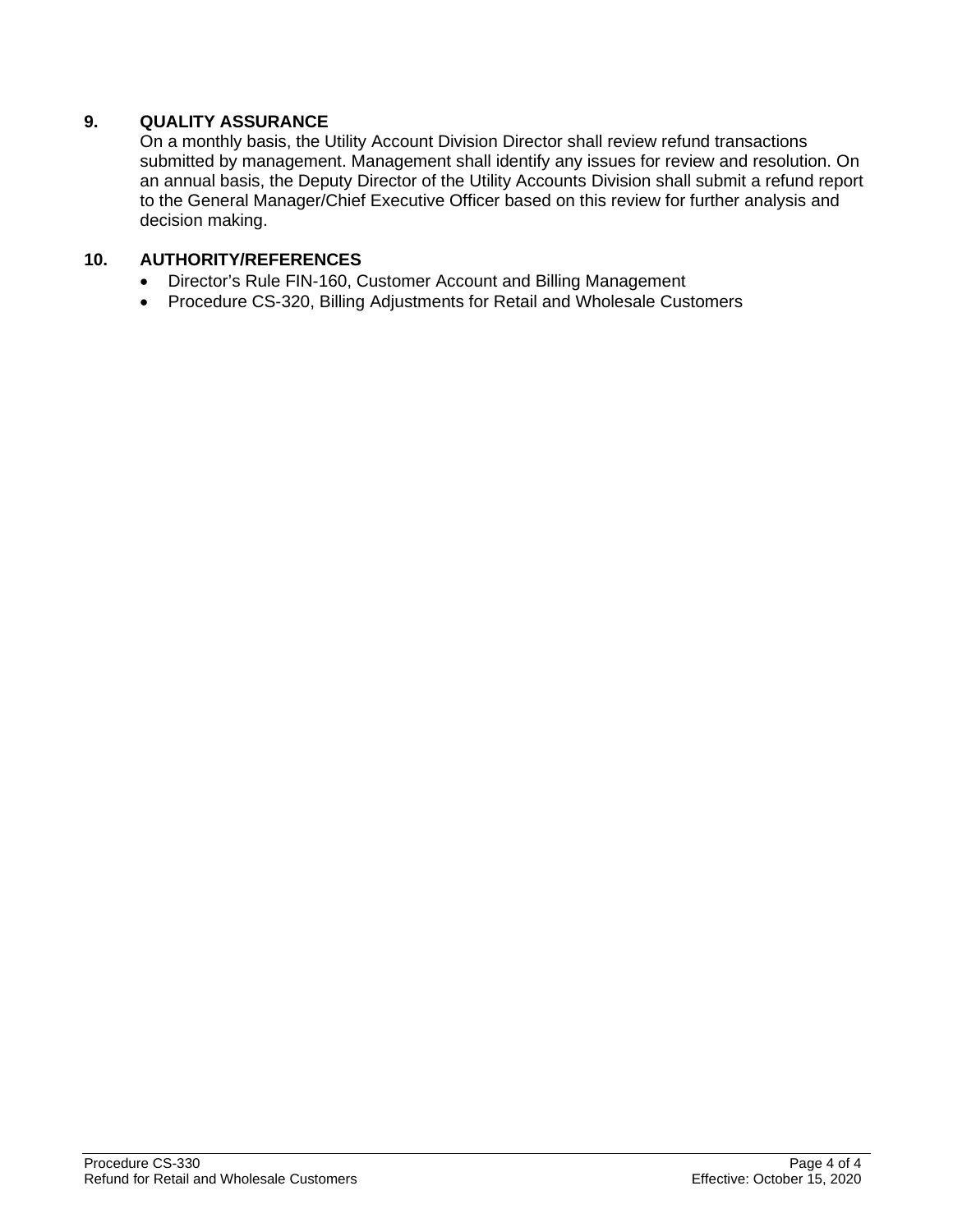## 9. QUALITY ASSURANCE

On a monthly basis, the Utility Account Division Director shall review refund transactions submitted by management. Management shall identify any issues for review and resolution. On an annual basis, the Deputy Director of the Utility Accounts Division shall submit a refund report to the General Manager/Chief Executive Officer based on this review for further analysis and decision making.

## 10. AUTHORITY/REFERENCES

- Director's Rule FIN-160, Customer Account and Billing Management
- Procedure CS-320, Billing Adjustments for Retail and Wholesale Customers